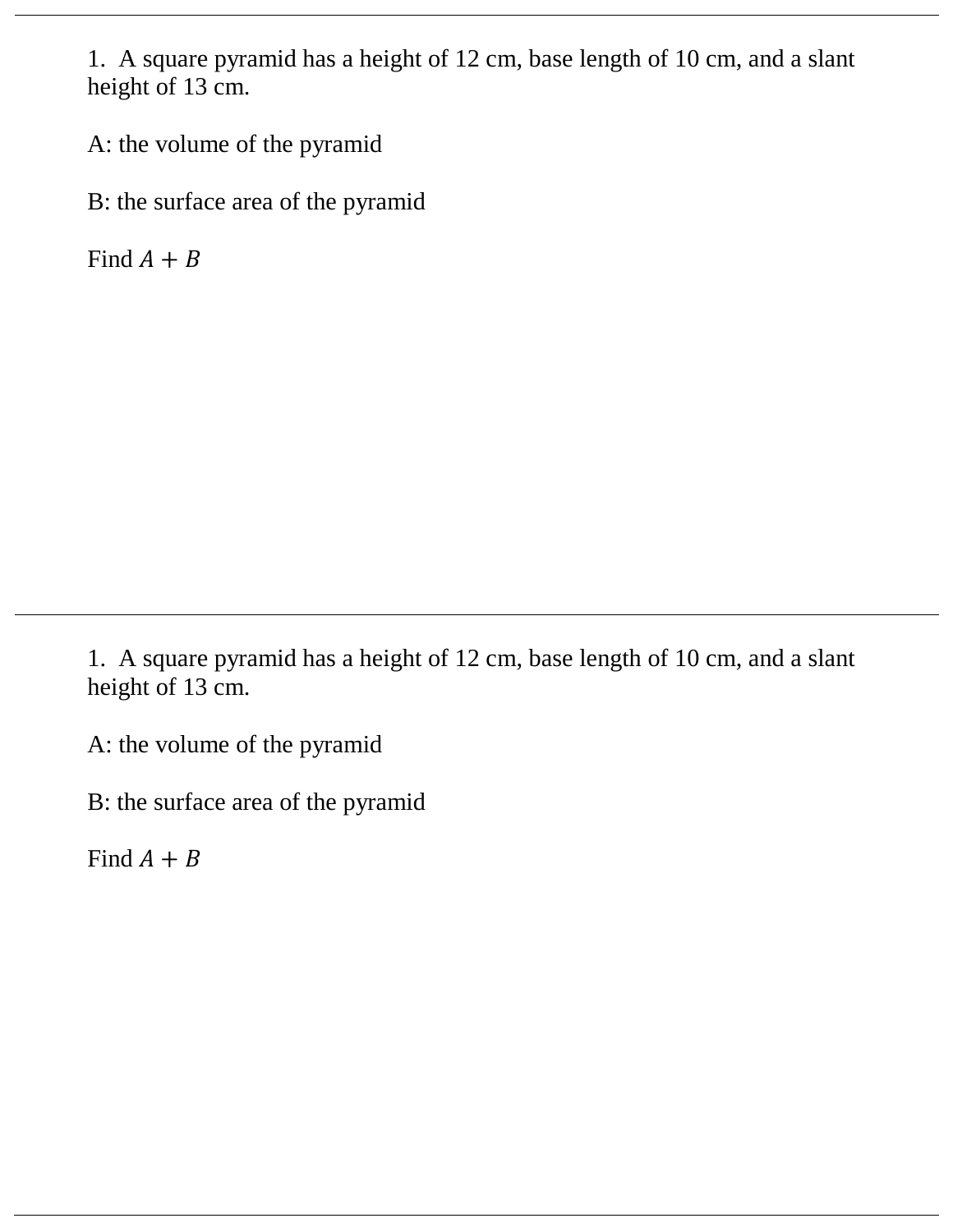1. A square pyramid has a height of 12 cm, base length of 10 cm, and a slant height of 13 cm.

A: the volume of the pyramid

B: the surface area of the pyramid

Find $A + B$

1. A square pyramid has a height of 12 cm, base length of 10 cm, and a slant height of 13 cm.

A: the volume of the pyramid

B: the surface area of the pyramid

Find $A + B$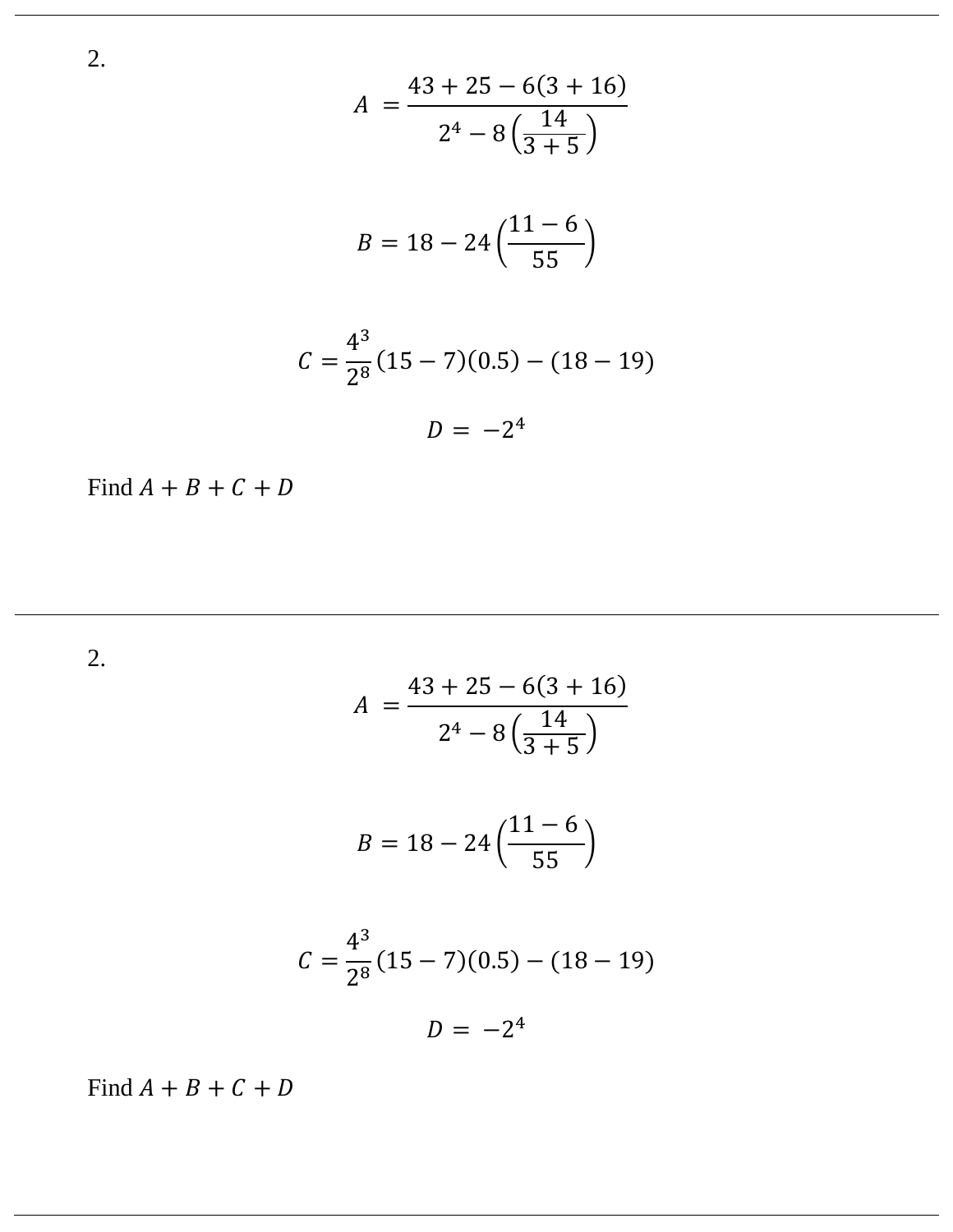2.

$$A = \frac{43 + 25 - 6(3 + 16)}{2^4 - 8\left(\frac{14}{3 + 5}\right)}$$

$$B = 18 - 24\left(\frac{11 - 6}{55}\right)$$

$$C = \frac{4^3}{2^8}(15 - 7)(0.5) - (18 - 19)$$

$$D = -2^4$$

Find $A + B + C + D$

---

2.

$$A = \frac{43 + 25 - 6(3 + 16)}{2^4 - 8\left(\frac{14}{3 + 5}\right)}$$

$$B = 18 - 24\left(\frac{11 - 6}{55}\right)$$

$$C = \frac{4^3}{2^8}(15 - 7)(0.5) - (18 - 19)$$

$$D = -2^4$$

Find $A + B + C + D$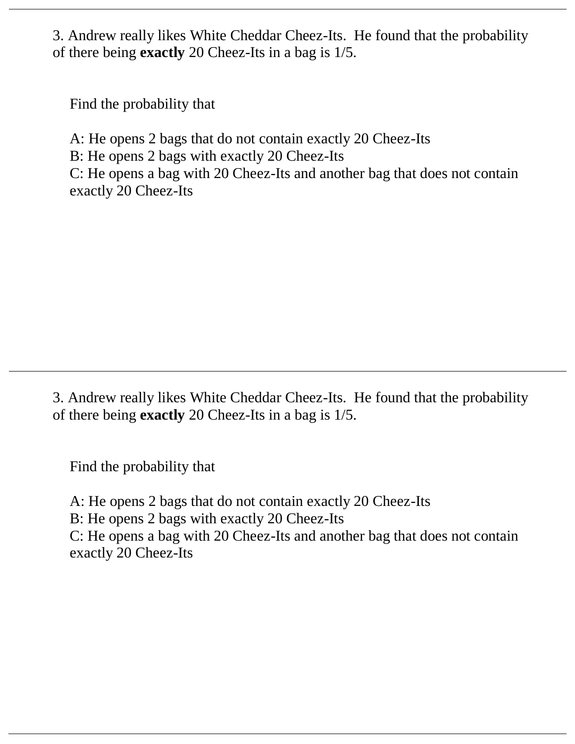3. Andrew really likes White Cheddar Cheez-Its. He found that the probability of there being **exactly** 20 Cheez-Its in a bag is 1/5.

Find the probability that

A: He opens 2 bags that do not contain exactly 20 Cheez-Its
B: He opens 2 bags with exactly 20 Cheez-Its
C: He opens a bag with 20 Cheez-Its and another bag that does not contain exactly 20 Cheez-Its

---

3. Andrew really likes White Cheddar Cheez-Its. He found that the probability of there being **exactly** 20 Cheez-Its in a bag is 1/5.

Find the probability that

A: He opens 2 bags that do not contain exactly 20 Cheez-Its
B: He opens 2 bags with exactly 20 Cheez-Its
C: He opens a bag with 20 Cheez-Its and another bag that does not contain exactly 20 Cheez-Its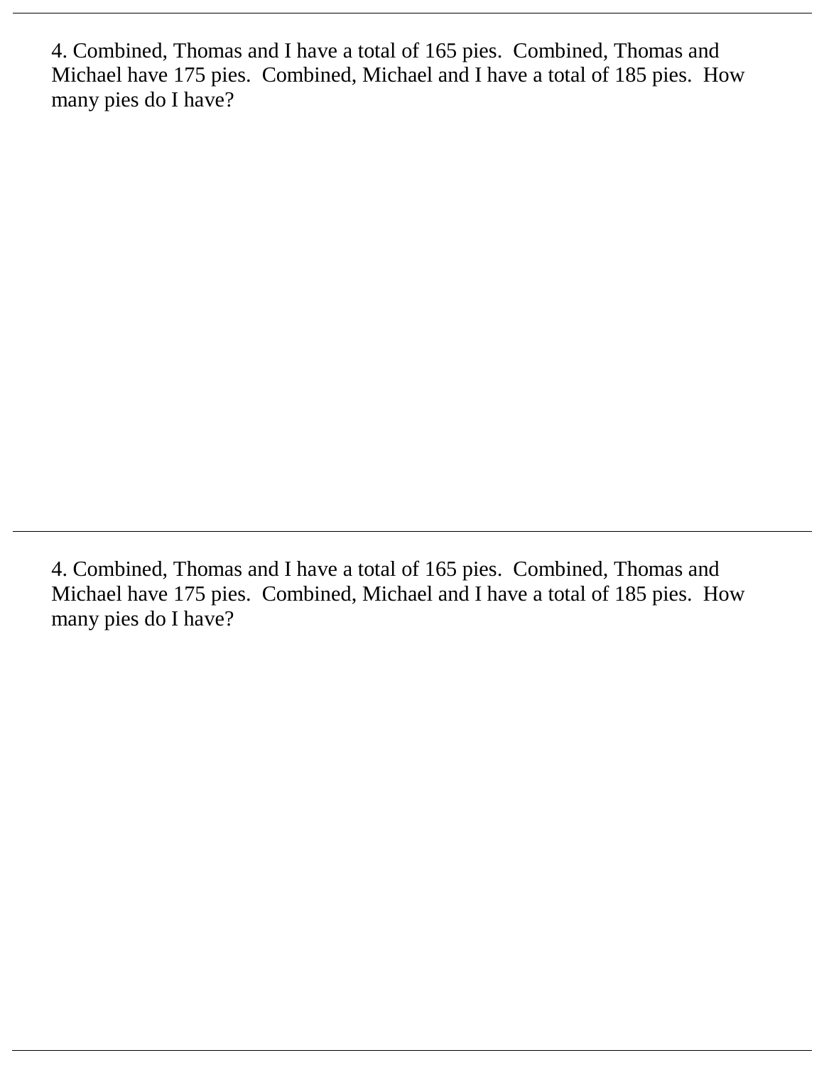4. Combined, Thomas and I have a total of 165 pies. Combined, Thomas and Michael have 175 pies. Combined, Michael and I have a total of 185 pies. How many pies do I have?

---

4. Combined, Thomas and I have a total of 165 pies. Combined, Thomas and Michael have 175 pies. Combined, Michael and I have a total of 185 pies. How many pies do I have?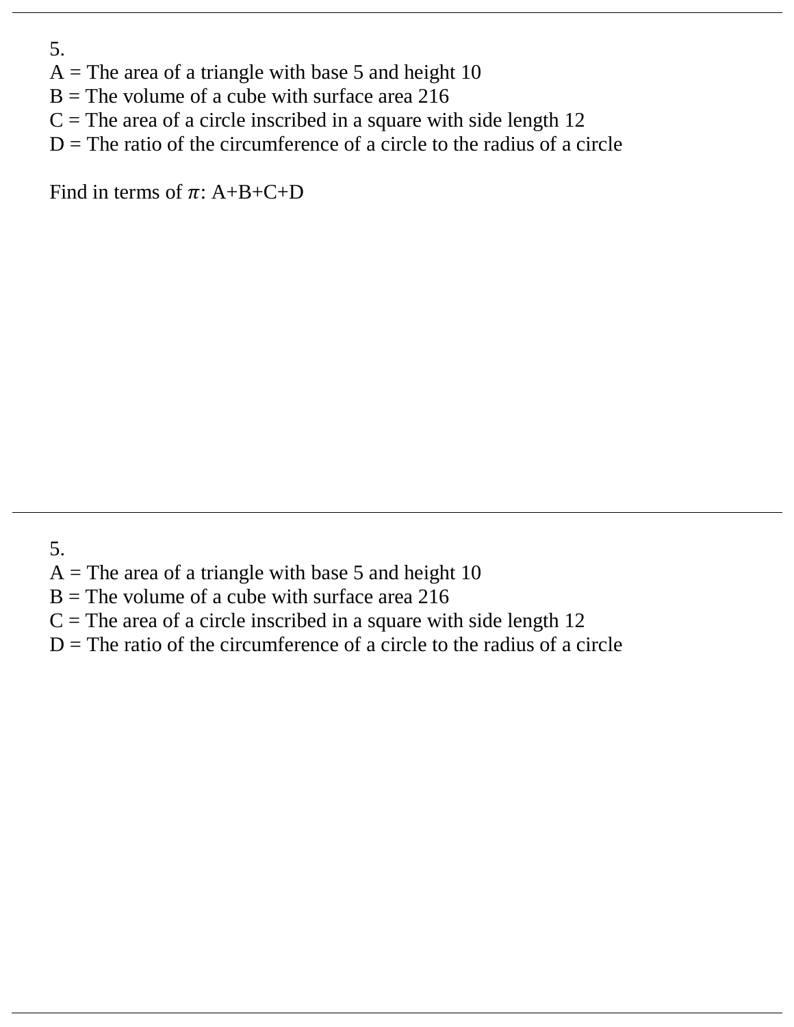5.
A = The area of a triangle with base 5 and height 10
B = The volume of a cube with surface area 216
C = The area of a circle inscribed in a square with side length 12
D = The ratio of the circumference of a circle to the radius of a circle

Find in terms of $\pi$: A+B+C+D

---

5.
A = The area of a triangle with base 5 and height 10
B = The volume of a cube with surface area 216
C = The area of a circle inscribed in a square with side length 12
D = The ratio of the circumference of a circle to the radius of a circle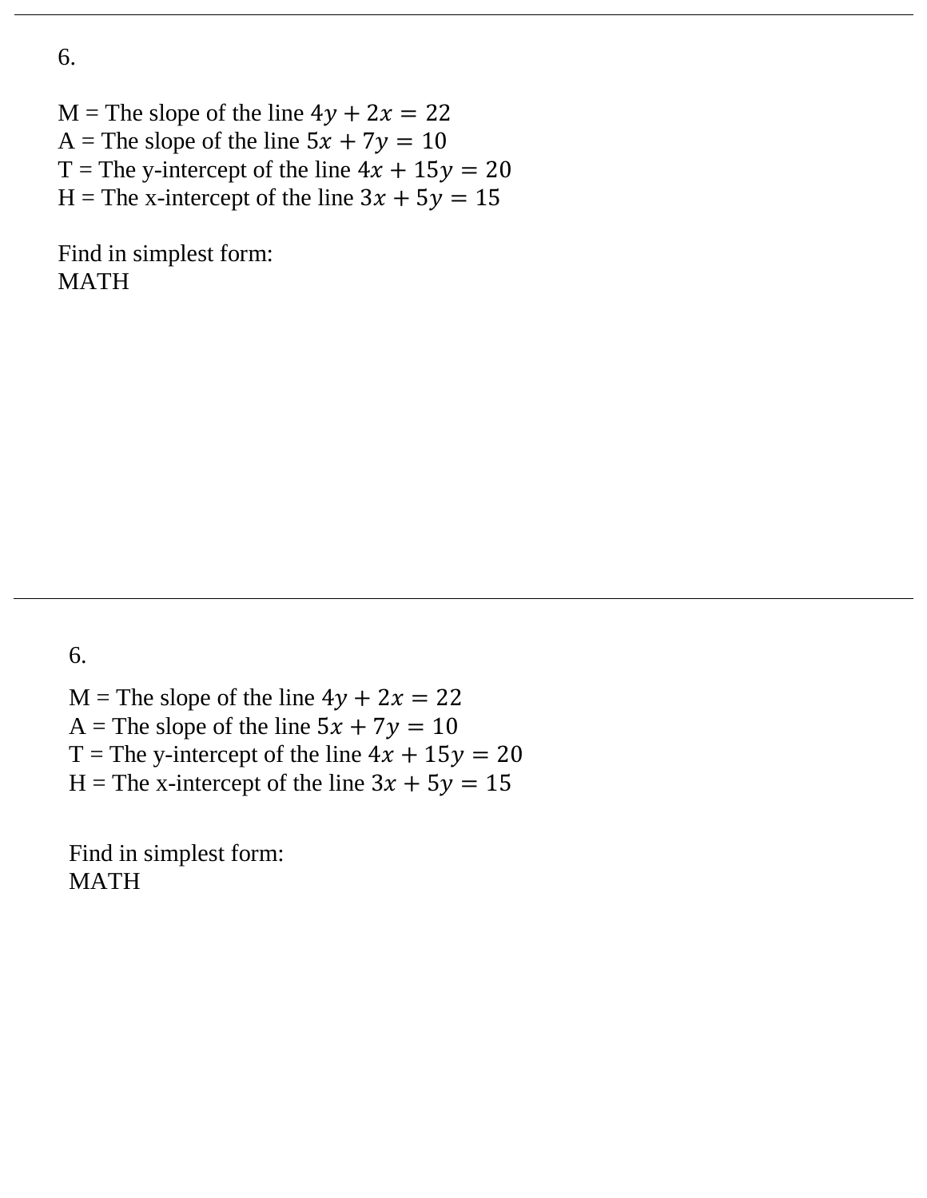6.

M = The slope of the line $4y + 2x = 22$
A = The slope of the line $5x + 7y = 10$
T = The y-intercept of the line $4x + 15y = 20$
H = The x-intercept of the line $3x + 5y = 15$

Find in simplest form:
MATH

---

6.

M = The slope of the line $4y + 2x = 22$
A = The slope of the line $5x + 7y = 10$
T = The y-intercept of the line $4x + 15y = 20$
H = The x-intercept of the line $3x + 5y = 15$

Find in simplest form:
MATH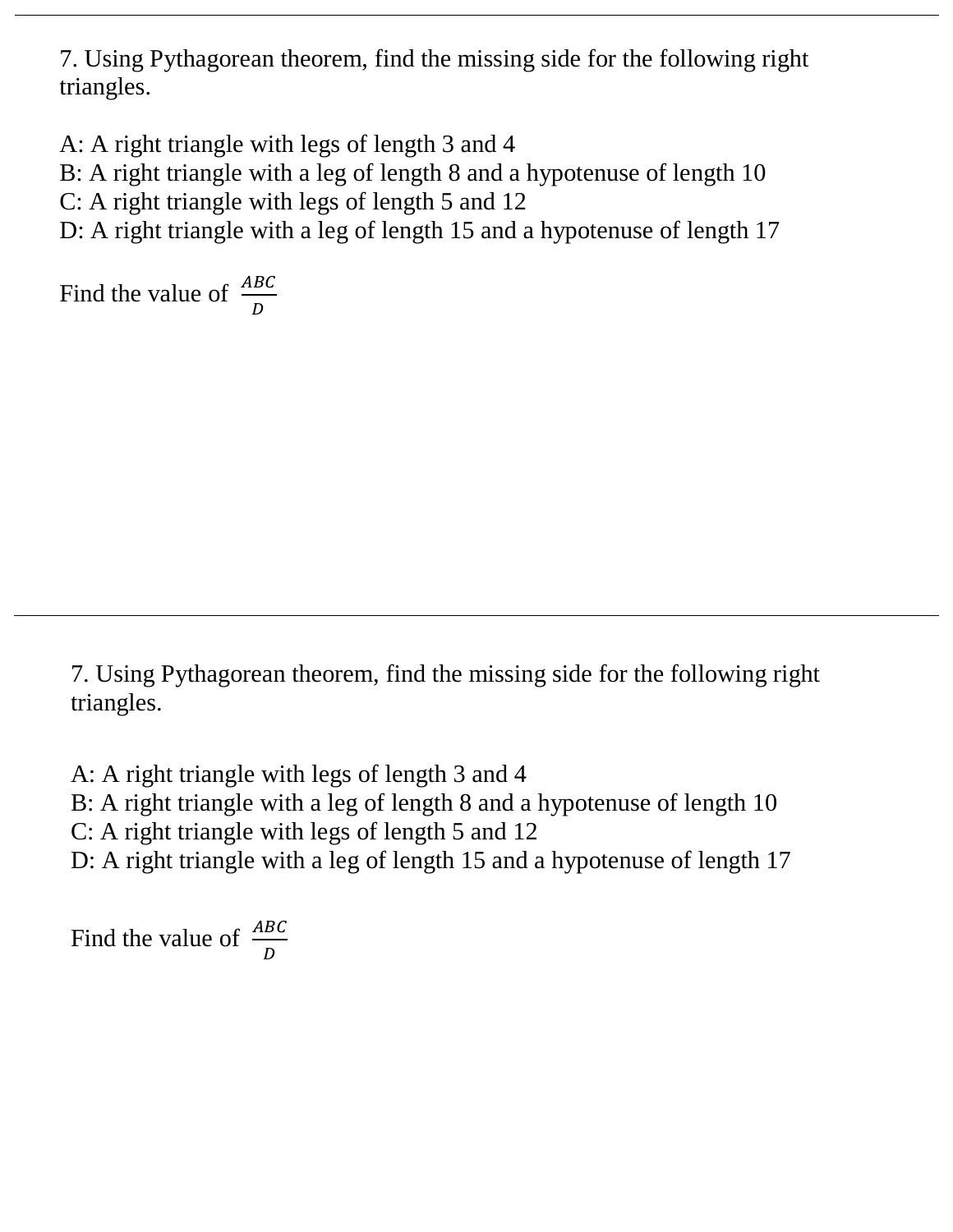7. Using Pythagorean theorem, find the missing side for the following right triangles.

A: A right triangle with legs of length 3 and 4
B: A right triangle with a leg of length 8 and a hypotenuse of length 10
C: A right triangle with legs of length 5 and 12
D: A right triangle with a leg of length 15 and a hypotenuse of length 17

Find the value of $\frac{ABC}{D}$

---

7. Using Pythagorean theorem, find the missing side for the following right triangles.

A: A right triangle with legs of length 3 and 4
B: A right triangle with a leg of length 8 and a hypotenuse of length 10
C: A right triangle with legs of length 5 and 12
D: A right triangle with a leg of length 15 and a hypotenuse of length 17

Find the value of $\frac{ABC}{D}$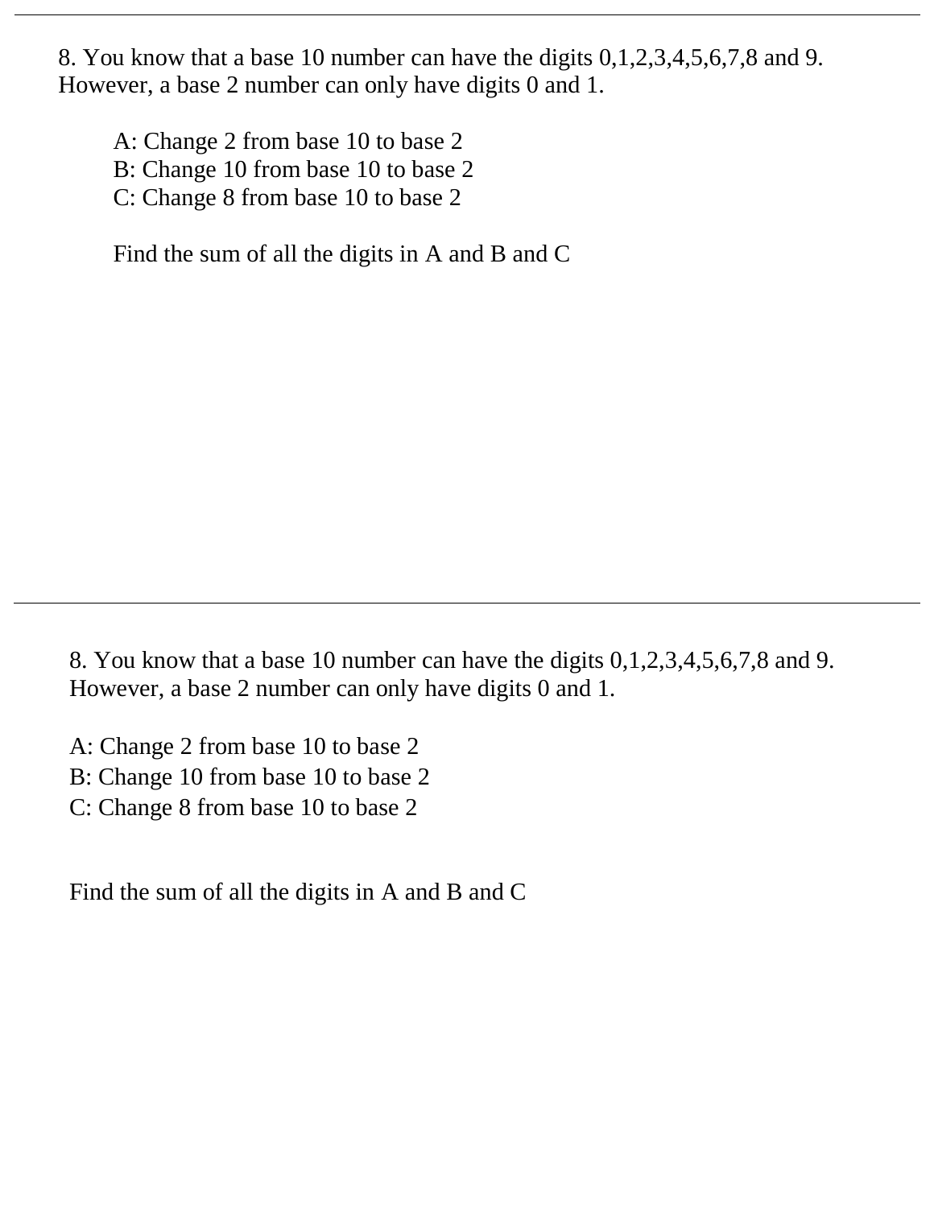8. You know that a base 10 number can have the digits 0,1,2,3,4,5,6,7,8 and 9. However, a base 2 number can only have digits 0 and 1.

A: Change 2 from base 10 to base 2
B: Change 10 from base 10 to base 2
C: Change 8 from base 10 to base 2

Find the sum of all the digits in A and B and C

---

8. You know that a base 10 number can have the digits 0,1,2,3,4,5,6,7,8 and 9. However, a base 2 number can only have digits 0 and 1.

A: Change 2 from base 10 to base 2
B: Change 10 from base 10 to base 2
C: Change 8 from base 10 to base 2

Find the sum of all the digits in A and B and C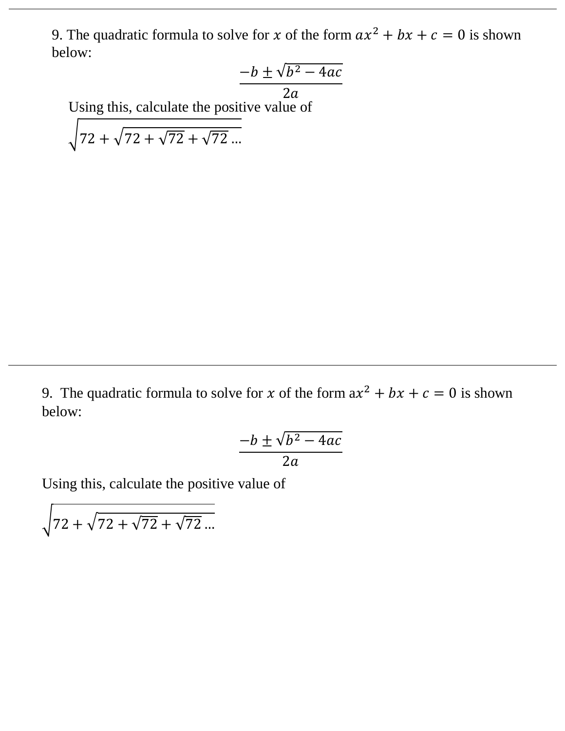9. The quadratic formula to solve for $x$ of the form $ax^2 + bx + c = 0$ is shown below:

$$\frac{-b \pm \sqrt{b^2 - 4ac}}{2a}$$

Using this, calculate the positive value of

$$\sqrt{72 + \sqrt{72 + \sqrt{72} + \sqrt{72} \ldots}}$$

---

9. The quadratic formula to solve for $x$ of the form $\text{a}x^2 + bx + c = 0$ is shown below:

$$\frac{-b \pm \sqrt{b^2 - 4ac}}{2a}$$

Using this, calculate the positive value of

$$\sqrt{72 + \sqrt{72 + \sqrt{72} + \sqrt{72} \ldots}}$$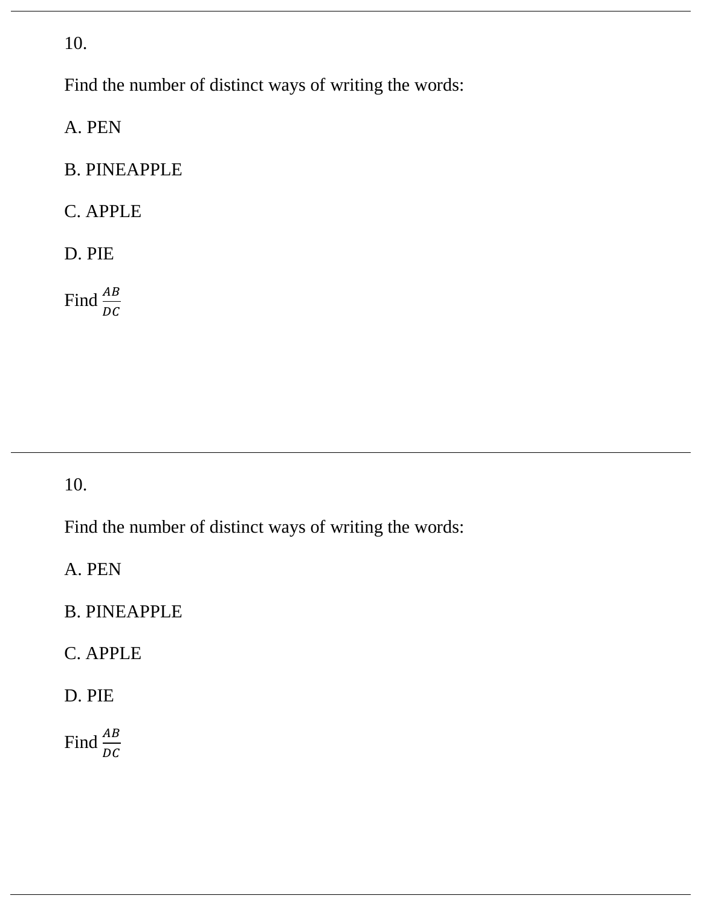10.

Find the number of distinct ways of writing the words:

A. PEN

B. PINEAPPLE

C. APPLE

D. PIE

Find $\frac{AB}{DC}$

10.

Find the number of distinct ways of writing the words:

A. PEN

B. PINEAPPLE

C. APPLE

D. PIE

Find $\frac{AB}{DC}$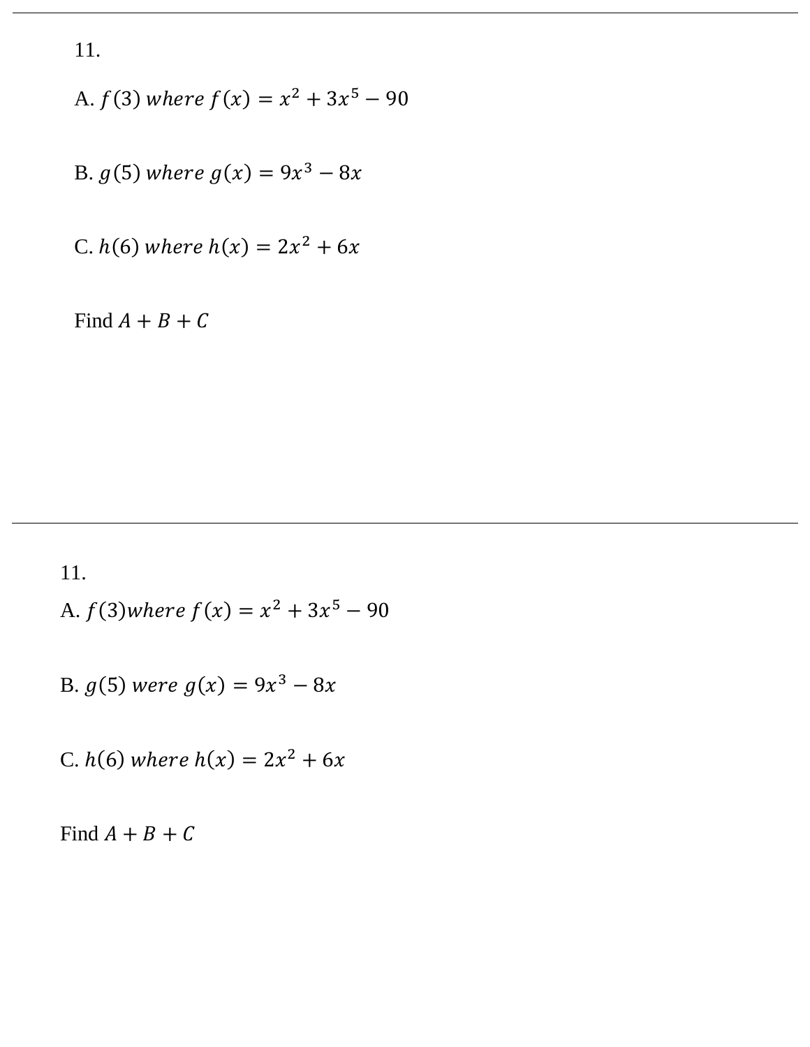11.

A. $f(3)$ *where* $f(x) = x^2 + 3x^5 - 90$

B. $g(5)$ *where* $g(x) = 9x^3 - 8x$

C. $h(6)$ *where* $h(x) = 2x^2 + 6x$

Find $A + B + C$

---

11.

A. $f(3)$*where* $f(x) = x^2 + 3x^5 - 90$

B. $g(5)$ *were* $g(x) = 9x^3 - 8x$

C. $h(6)$ *where* $h(x) = 2x^2 + 6x$

Find $A + B + C$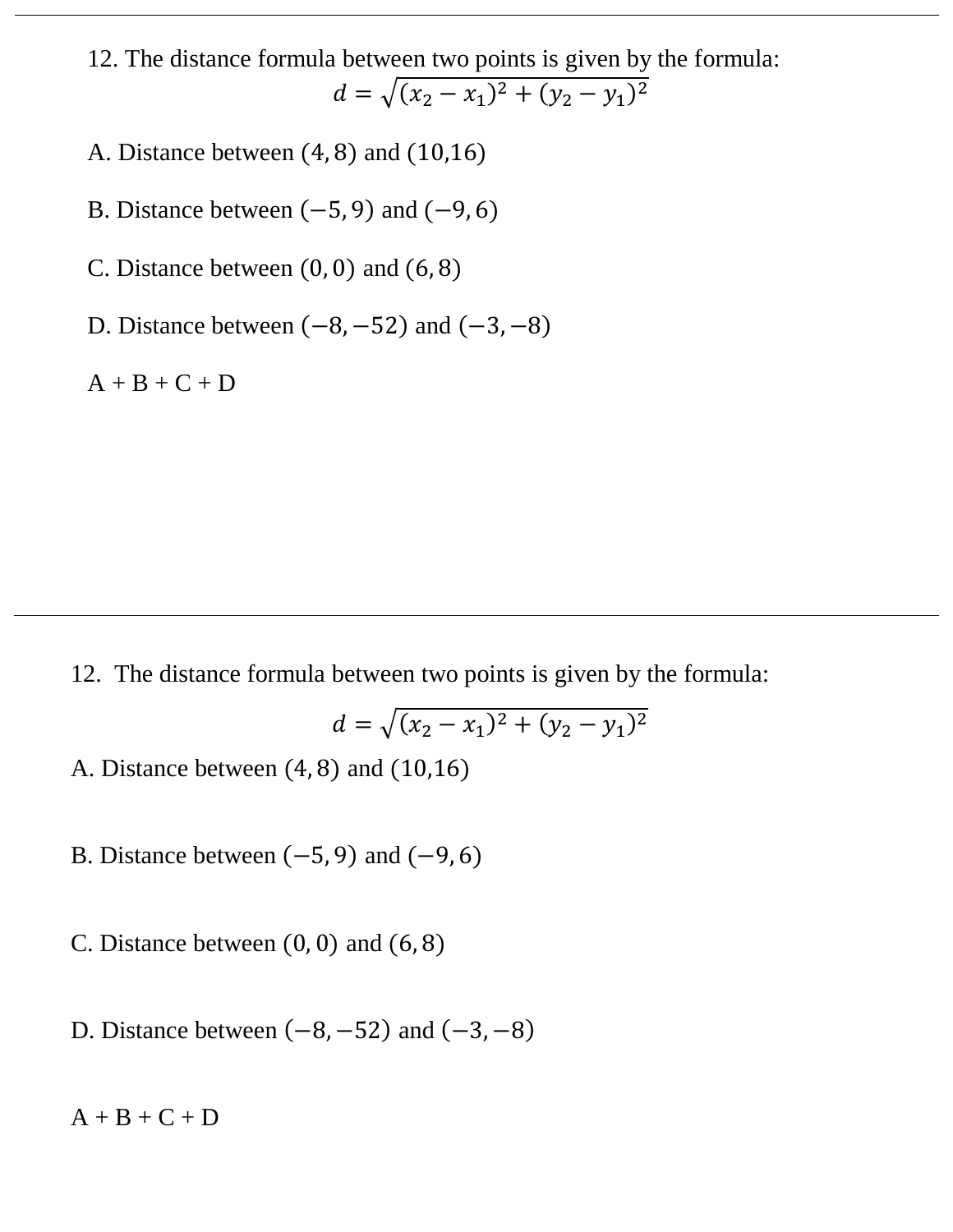12. The distance formula between two points is given by the formula:

$$d = \sqrt{(x_2 - x_1)^2 + (y_2 - y_1)^2}$$

A. Distance between $(4, 8)$ and $(10,16)$

B. Distance between $(-5, 9)$ and $(-9, 6)$

C. Distance between $(0, 0)$ and $(6, 8)$

D. Distance between $(-8, -52)$ and $(-3, -8)$

A + B + C + D

---

12. The distance formula between two points is given by the formula:

$$d = \sqrt{(x_2 - x_1)^2 + (y_2 - y_1)^2}$$

A. Distance between $(4, 8)$ and $(10,16)$

B. Distance between $(-5, 9)$ and $(-9, 6)$

C. Distance between $(0, 0)$ and $(6, 8)$

D. Distance between $(-8, -52)$ and $(-3, -8)$

A + B + C + D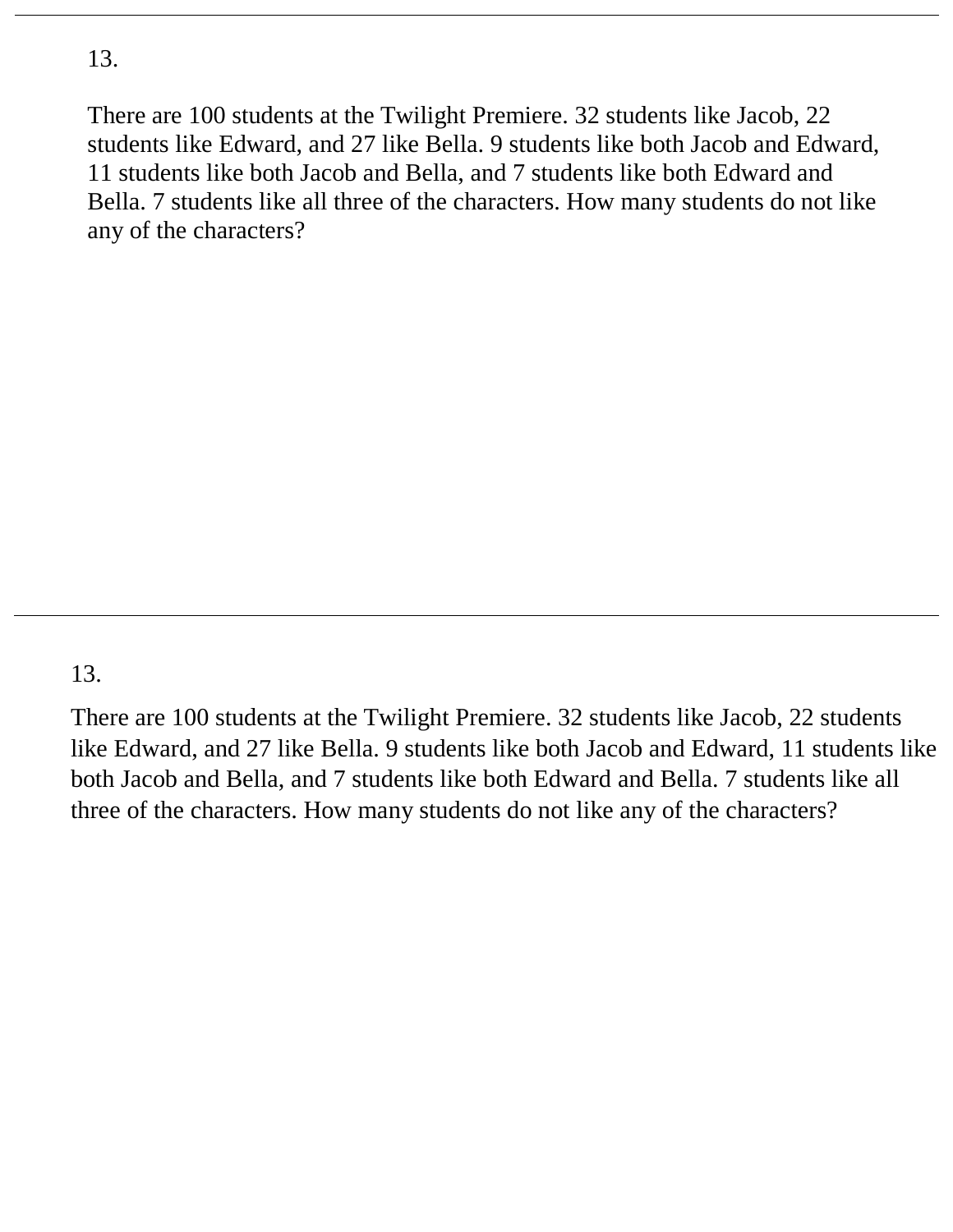13.

There are 100 students at the Twilight Premiere. 32 students like Jacob, 22 students like Edward, and 27 like Bella. 9 students like both Jacob and Edward, 11 students like both Jacob and Bella, and 7 students like both Edward and Bella. 7 students like all three of the characters. How many students do not like any of the characters?

---

13.

There are 100 students at the Twilight Premiere. 32 students like Jacob, 22 students like Edward, and 27 like Bella. 9 students like both Jacob and Edward, 11 students like both Jacob and Bella, and 7 students like both Edward and Bella. 7 students like all three of the characters. How many students do not like any of the characters?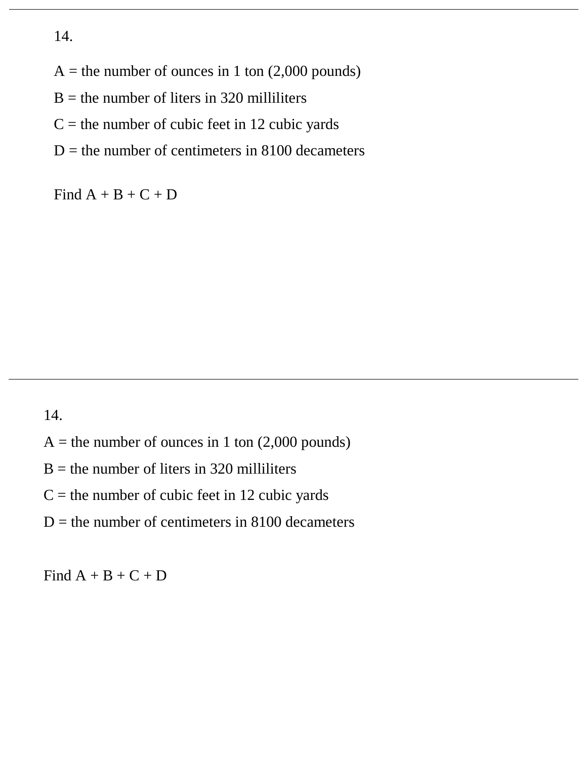14.

A = the number of ounces in 1 ton (2,000 pounds)

B = the number of liters in 320 milliliters

C = the number of cubic feet in 12 cubic yards

D = the number of centimeters in 8100 decameters

Find A + B + C + D

---

14.

A = the number of ounces in 1 ton (2,000 pounds)

B = the number of liters in 320 milliliters

C = the number of cubic feet in 12 cubic yards

D = the number of centimeters in 8100 decameters

Find A + B + C + D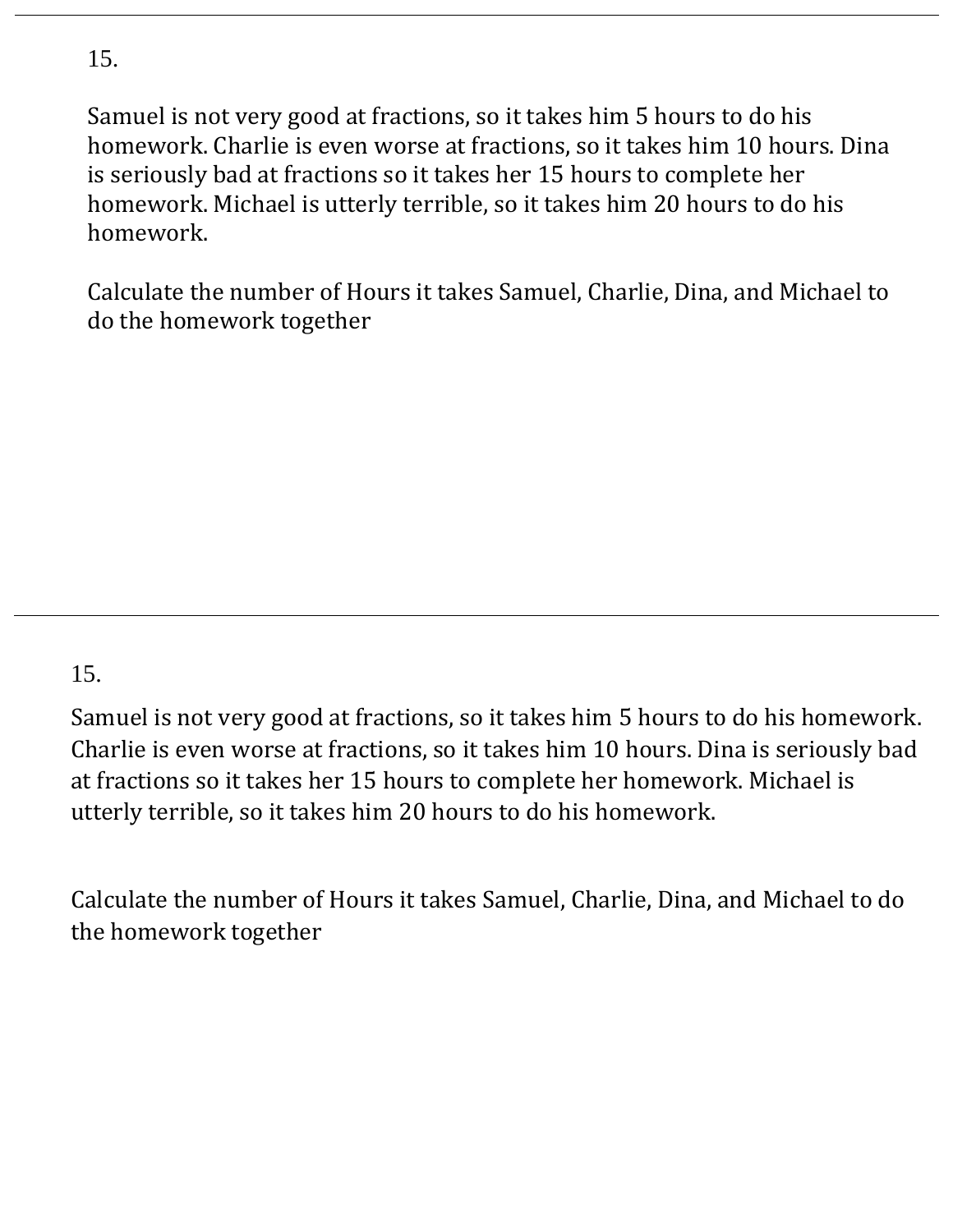15.

Samuel is not very good at fractions, so it takes him 5 hours to do his homework. Charlie is even worse at fractions, so it takes him 10 hours. Dina is seriously bad at fractions so it takes her 15 hours to complete her homework. Michael is utterly terrible, so it takes him 20 hours to do his homework.

Calculate the number of Hours it takes Samuel, Charlie, Dina, and Michael to do the homework together

---

15.

Samuel is not very good at fractions, so it takes him 5 hours to do his homework. Charlie is even worse at fractions, so it takes him 10 hours. Dina is seriously bad at fractions so it takes her 15 hours to complete her homework. Michael is utterly terrible, so it takes him 20 hours to do his homework.

Calculate the number of Hours it takes Samuel, Charlie, Dina, and Michael to do the homework together